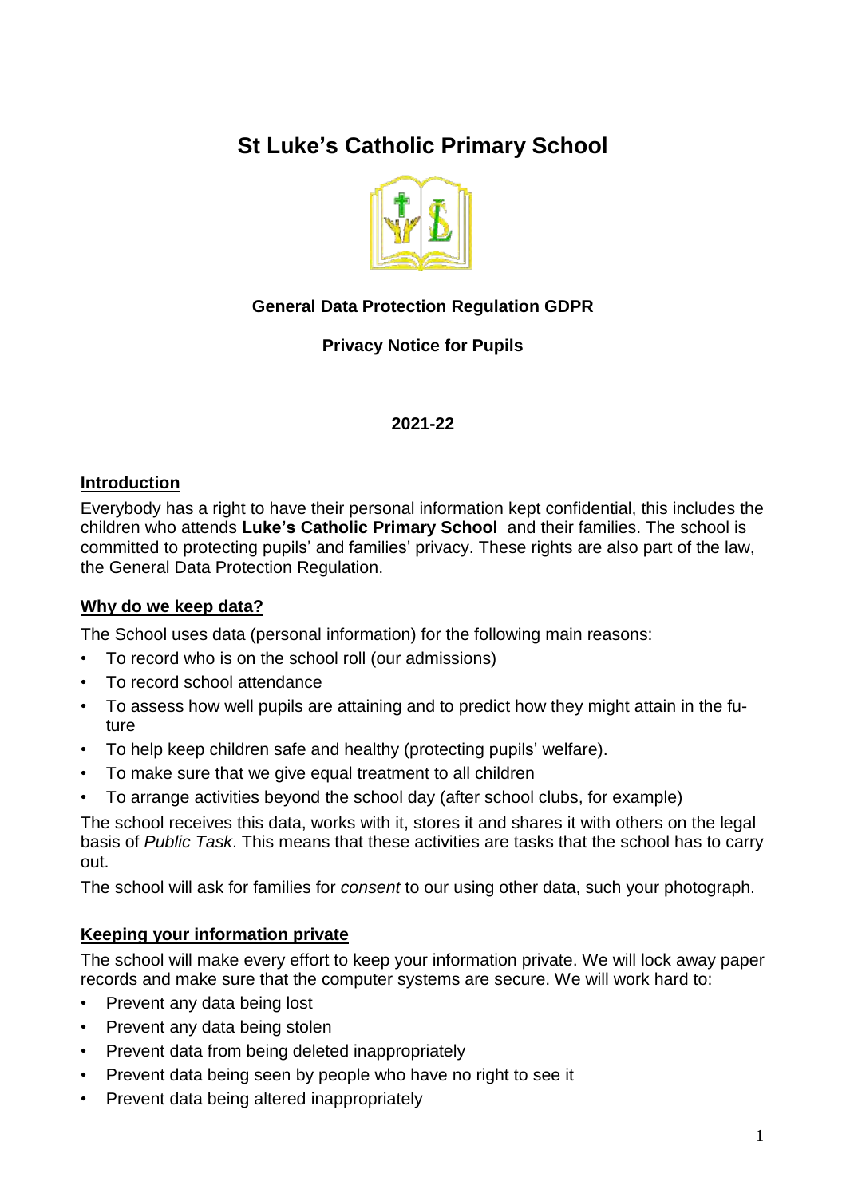# St Luke's Catholic Primary School

**General Data Protection Regulation GDPR**

**Privacy Notice for Pupils**

**2021-22**

## Introduction

Everybody has a right to have their personal information kept confidential, this includes the children who attends **Luke's Catholic Primary School** and their families. The school is committed to protecting pupils' and families' privacy. These rights are also part of the law, the General Data Protection Regulation.

## Why do we keep data?

The School uses data (personal information) for the following main reasons:

- To record who is on the school roll (our admissions)
- To record school attendance
- To assess how well pupils are attaining and to predict how they might attain in the future
- To help keep children safe and healthy (protecting pupils' welfare).
- To make sure that we give equal treatment to all children
- To arrange activities beyond the school day (after school clubs, for example)

The school receives this data, works with it, stores it and shares it with others on the legal basis of *Public Task*. This means that these activities are tasks that the school has to carry out.

The school will ask for families for *consent* to our using other data, such your photograph.

## Keeping your information private

The school will make every effort to keep your information private. We will lock away paper records and make sure that the computer systems are secure. We will work hard to:

- Prevent any data being lost
- Prevent any data being stolen
- Prevent data from being deleted inappropriately
- Prevent data being seen by people who have no right to see it
- Prevent data being altered inappropriately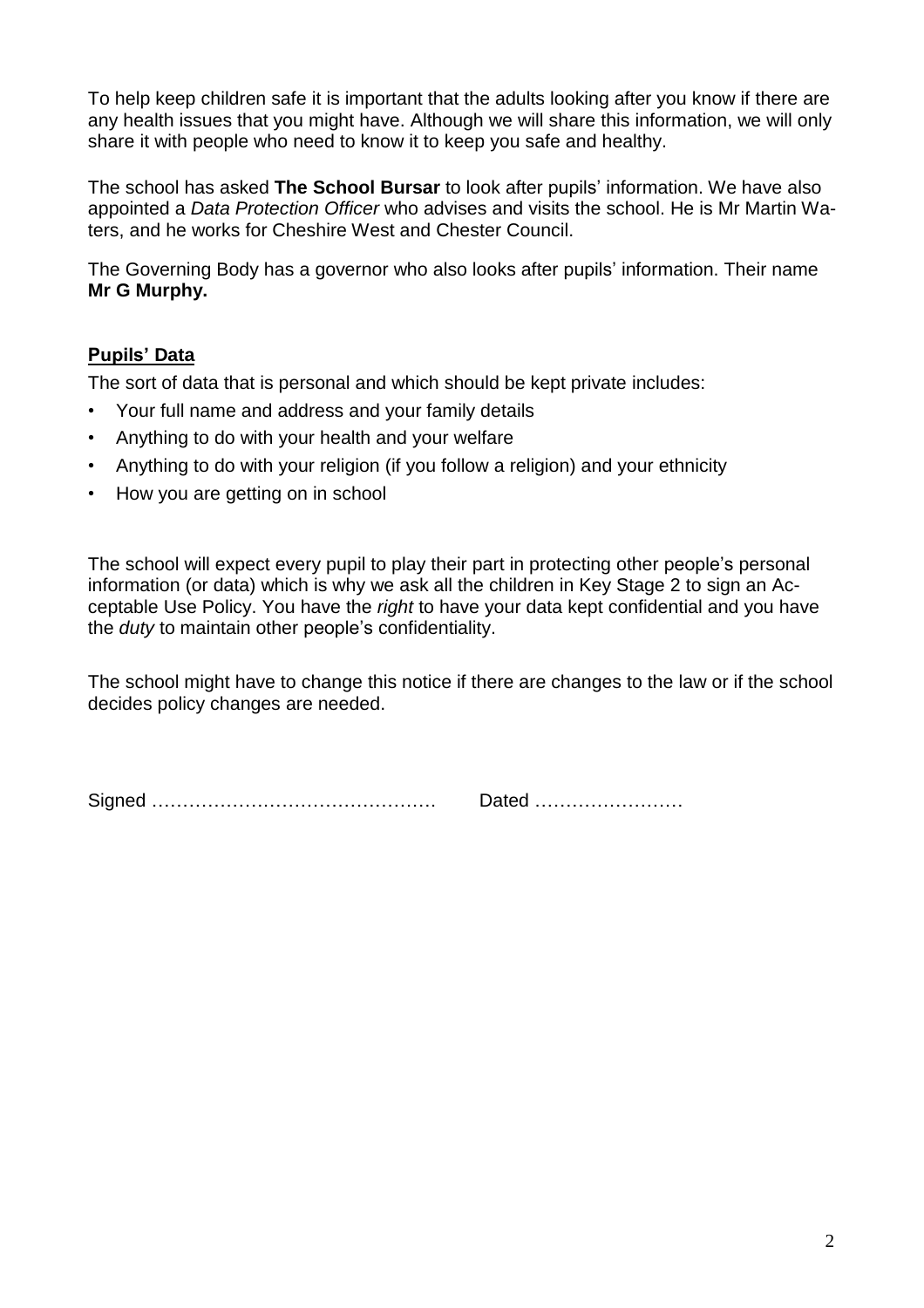To help keep children safe it is important that the adults looking after you know if there are any health issues that you might have. Although we will share this information, we will only share it with people who need to know it to keep you safe and healthy.

The school has asked **The School Bursar** to look after pupils' information. We have also appointed a *Data Protection Officer* who advises and visits the school. He is Mr Martin Waters, and he works for Cheshire West and Chester Council.

The Governing Body has a governor who also looks after pupils' information. Their name **Mr G Murphy.**

## Pupils' Data

The sort of data that is personal and which should be kept private includes:

- Your full name and address and your family details
- Anything to do with your health and your welfare
- Anything to do with your religion (if you follow a religion) and your ethnicity
- How you are getting on in school

The school will expect every pupil to play their part in protecting other people's personal information (or data) which is why we ask all the children in Key Stage 2 to sign an Acceptable Use Policy. You have the *right* to have your data kept confidential and you have the *duty* to maintain other people's confidentiality.

The school might have to change this notice if there are changes to the law or if the school decides policy changes are needed.

Signed ………………………………………  Dated ……………………